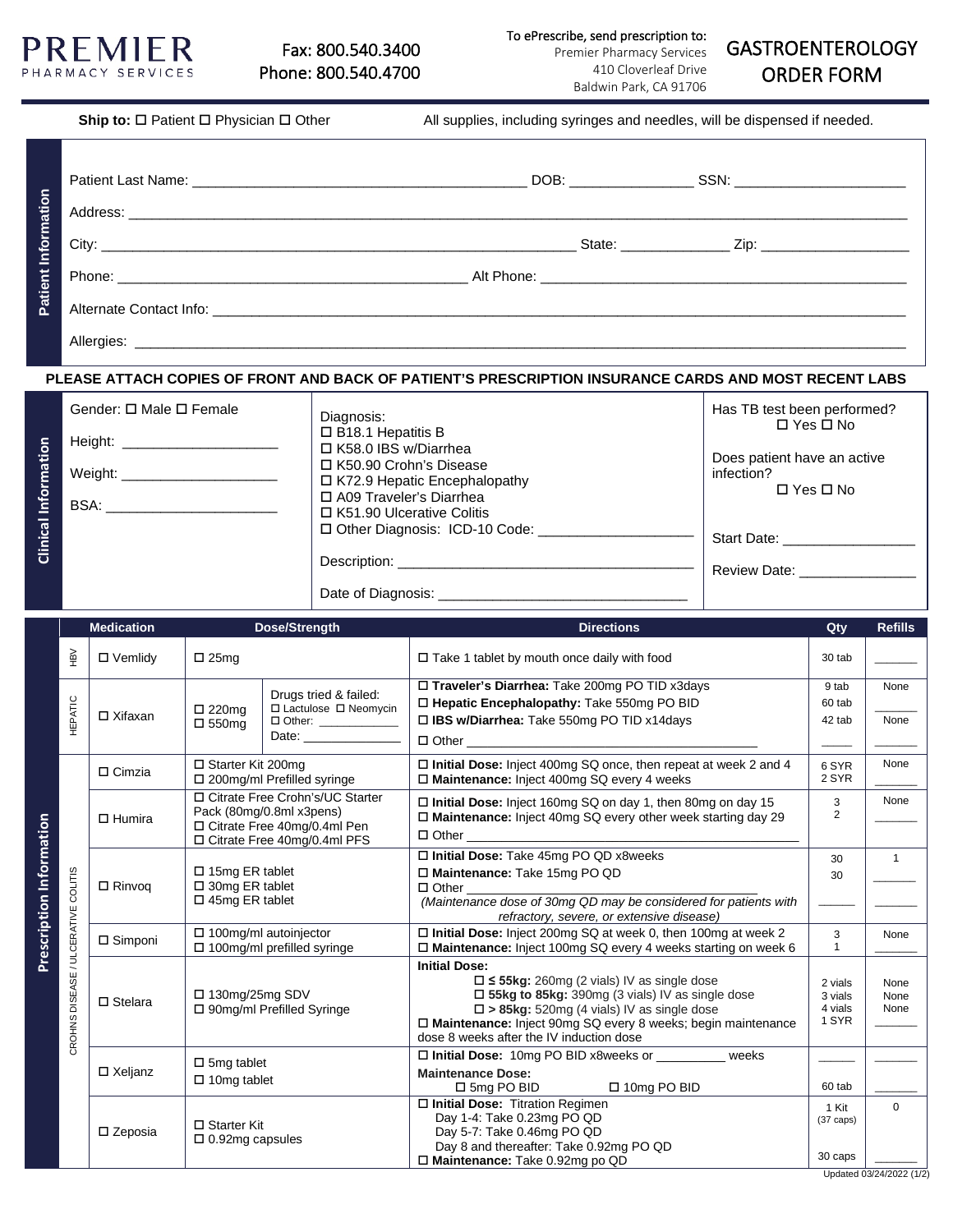**PREMIER** PHARMACY SERVICES

Fax: 800.540.3400
Phone: 800.540.4700

To ePrescribe, send prescription to:
Premier Pharmacy Services
410 Cloverleaf Drive
Baldwin Park, CA 91706

# GASTROENTEROLOGY ORDER FORM

**Ship to:** ☐ Patient ☐ Physician ☐ Other    All supplies, including syringes and needles, will be dispensed if needed.

## Patient Information

Patient Last Name: ______________________ DOB: ____________ SSN: ______________

Address: ______________________________________________

City: ______________________ State: __________ Zip: ____________

Phone: ______________________ Alt Phone: ______________________

Alternate Contact Info: ______________________________________

Allergies: ______________________________________________

**PLEASE ATTACH COPIES OF FRONT AND BACK OF PATIENT'S PRESCRIPTION INSURANCE CARDS AND MOST RECENT LABS**

## Clinical Information

Gender: ☐ Male ☐ Female

Height: ______________

Weight: ______________

BSA: ______________

Diagnosis:
- ☐ B18.1 Hepatitis B
- ☐ K58.0 IBS w/Diarrhea
- ☐ K50.90 Crohn's Disease
- ☐ K72.9 Hepatic Encephalopathy
- ☐ A09 Traveler's Diarrhea
- ☐ K51.90 Ulcerative Colitis
- ☐ Other Diagnosis: ICD-10 Code: ______________

Description: ______________________

Date of Diagnosis: ______________________

Has TB test been performed? ☐ Yes ☐ No

Does patient have an active infection? ☐ Yes ☐ No

Start Date: ______________

Review Date: ______________

## Prescription Information

| | Medication | Dose/Strength | | Directions | Qty | Refills |
|---|---|---|---|---|---|---|
| HBV | ☐ Vemlidy | ☐ 25mg | | ☐ Take 1 tablet by mouth once daily with food | 30 tab | ______ |
| HEPATIC | ☐ Xifaxan | ☐ 220mg<br>☐ 550mg | Drugs tried & failed:<br>☐ Lactulose ☐ Neomycin<br>☐ Other: ____________<br>Date: ____________ | ☐ **Traveler's Diarrhea:** Take 200mg PO TID x3days<br>☐ **Hepatic Encephalopathy:** Take 550mg PO BID<br>☐ **IBS w/Diarrhea:** Take 550mg PO TID x14days<br>☐ Other ______________________ | 9 tab<br>60 tab<br>42 tab<br>_____ | None<br>______<br>None<br>______ |
| CROHNS DISEASE / ULCERATIVE COLITIS | ☐ Cimzia | ☐ Starter Kit 200mg<br>☐ 200mg/ml Prefilled syringe | | ☐ **Initial Dose:** Inject 400mg SQ once, then repeat at week 2 and 4<br>☐ **Maintenance:** Inject 400mg SQ every 4 weeks | 6 SYR<br>2 SYR | None<br>______ |
| | ☐ Humira | ☐ Citrate Free Crohn's/UC Starter Pack (80mg/0.8ml x3pens)<br>☐ Citrate Free 40mg/0.4ml Pen<br>☐ Citrate Free 40mg/0.4ml PFS | | ☐ **Initial Dose:** Inject 160mg SQ on day 1, then 80mg on day 15<br>☐ **Maintenance:** Inject 40mg SQ every other week starting day 29<br>☐ Other ______________________ | 3<br>2 | None<br>______ |
| | ☐ Rinvoq | ☐ 15mg ER tablet<br>☐ 30mg ER tablet<br>☐ 45mg ER tablet | | ☐ **Initial Dose:** Take 45mg PO QD x8weeks<br>☐ **Maintenance:** Take 15mg PO QD<br>☐ Other ______________________<br>*(Maintenance dose of 30mg QD may be considered for patients with refractory, severe, or extensive disease)* | 30<br>30<br>_____ | 1<br>______<br>______ |
| | ☐ Simponi | ☐ 100mg/ml autoinjector<br>☐ 100mg/ml prefilled syringe | | ☐ **Initial Dose:** Inject 200mg SQ at week 0, then 100mg at week 2<br>☐ **Maintenance:** Inject 100mg SQ every 4 weeks starting on week 6 | 3<br>1 | None<br>______ |
| | ☐ Stelara | ☐ 130mg/25mg SDV<br>☐ 90mg/ml Prefilled Syringe | | **Initial Dose:**<br>☐ **≤ 55kg:** 260mg (2 vials) IV as single dose<br>☐ **55kg to 85kg:** 390mg (3 vials) IV as single dose<br>☐ **> 85kg:** 520mg (4 vials) IV as single dose<br>☐ **Maintenance:** Inject 90mg SQ every 8 weeks; begin maintenance dose 8 weeks after the IV induction dose | 2 vials<br>3 vials<br>4 vials<br>1 SYR | None<br>None<br>None<br>______ |
| | ☐ Xeljanz | ☐ 5mg tablet<br>☐ 10mg tablet | | ☐ **Initial Dose:** 10mg PO BID x8weeks or ________ weeks<br>**Maintenance Dose:**<br>☐ 5mg PO BID ☐ 10mg PO BID | _____<br>60 tab | ______<br>______ |
| | ☐ Zeposia | ☐ Starter Kit<br>☐ 0.92mg capsules | | ☐ **Initial Dose:** Titration Regimen<br>Day 1-4: Take 0.23mg PO QD<br>Day 5-7: Take 0.46mg PO QD<br>Day 8 and thereafter: Take 0.92mg PO QD<br>☐ **Maintenance:** Take 0.92mg po QD | 1 Kit (37 caps)<br>30 caps | 0<br>______ |

Updated 03/24/2022 (1/2)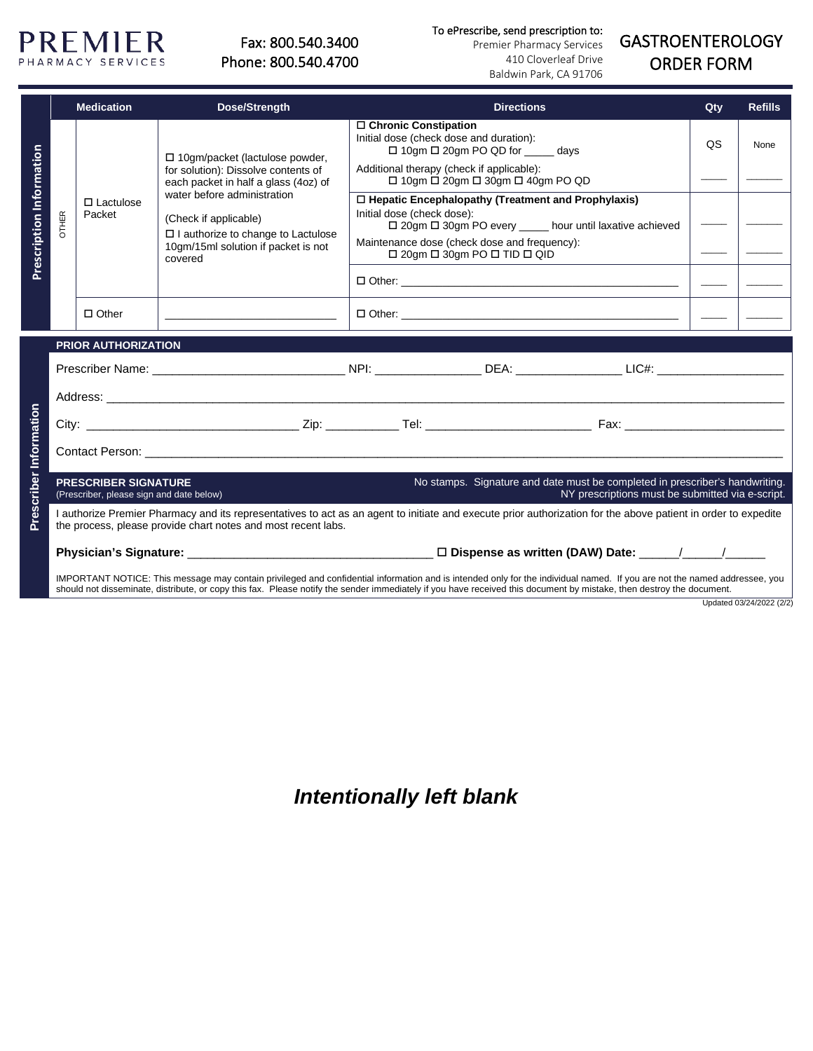# PREMIER PHARMACY SERVICES

Fax: 800.540.3400
Phone: 800.540.4700

To ePrescribe, send prescription to:
Premier Pharmacy Services
410 Cloverleaf Drive
Baldwin Park, CA 91706

## GASTROENTEROLOGY ORDER FORM

**Prescription Information**

| | Medication | Dose/Strength | Directions | Qty | Refills |
|---|---|---|---|---|---|
| OTHER | ☐ Lactulose Packet | ☐ 10gm/packet (lactulose powder, for solution): Dissolve contents of each packet in half a glass (4oz) of water before administration<br><br>(Check if applicable)<br>☐ I authorize to change to Lactulose 10gm/15ml solution if packet is not covered | ☐ **Chronic Constipation**<br>Initial dose (check dose and duration):<br>☐ 10gm ☐ 20gm PO QD for _____ days | QS | None |
| | | | Additional therapy (check if applicable):<br>☐ 10gm ☐ 20gm ☐ 30gm ☐ 40gm PO QD | _____ | ______ |
| | | | ☐ **Hepatic Encephalopathy (Treatment and Prophylaxis)**<br>Initial dose (check dose):<br>☐ 20gm ☐ 30gm PO every _____ hour until laxative achieved | _____ | ______ |
| | | | Maintenance dose (check dose and frequency):<br>☐ 20gm ☐ 30gm PO ☐ TID ☐ QID | _____ | ______ |
| | | | ☐ Other: ______________________________________________ | _____ | ______ |
| | ☐ Other | ____________________________ | ☐ Other: ______________________________________________ | _____ | ______ |

**Prescriber Information**

**PRIOR AUTHORIZATION**

Prescriber Name: _____________________________ NPI: ________________ DEA: ________________ LIC#: ___________________

Address: ______________________________________________________________________________________________________

City: ________________________________ Zip: ___________ Tel: _________________________ Fax: ________________________

Contact Person: ________________________________________________________________________________________________

**PRESCRIBER SIGNATURE**
(Prescriber, please sign and date below)

No stamps. Signature and date must be completed in prescriber's handwriting. NY prescriptions must be submitted via e-script.

I authorize Premier Pharmacy and its representatives to act as an agent to initiate and execute prior authorization for the above patient in order to expedite the process, please provide chart notes and most recent labs.

**Physician's Signature:** _____________________________________ ☐ **Dispense as written (DAW) Date:** ______/______/______

IMPORTANT NOTICE: This message may contain privileged and confidential information and is intended only for the individual named. If you are not the named addressee, you should not disseminate, distribute, or copy this fax. Please notify the sender immediately if you have received this document by mistake, then destroy the document.

Updated 03/24/2022

***Intentionally left blank***